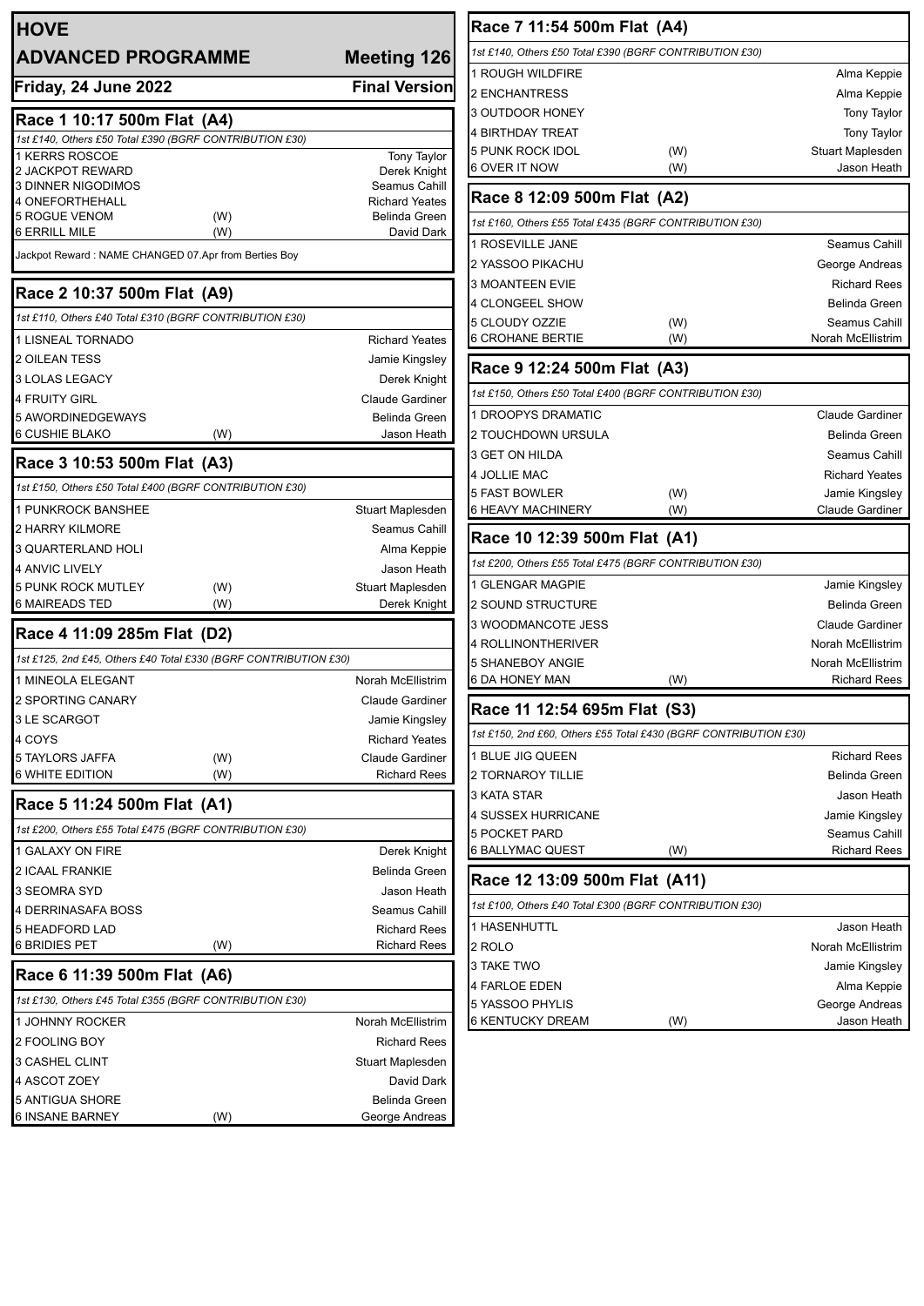# HOVE

## ADVANCED PROGRAMME — Meeting 126

**Friday, 24 June 2022** — **Final Version**

### Race 1 10:17 500m Flat (A4)

*1st £140, Others £50 Total £390 (BGRF CONTRIBUTION £30)*

| Trap | Greyhound | | Trainer |
|---|---|---|---|
| 1 | KERRS ROSCOE | | Tony Taylor |
| 2 | JACKPOT REWARD | | Derek Knight |
| 3 | DINNER NIGODIMOS | | Seamus Cahill |
| 4 | ONEFORTHEHALL | | Richard Yeates |
| 5 | ROGUE VENOM | (W) | Belinda Green |
| 6 | ERRILL MILE | (W) | David Dark |

Jackpot Reward : NAME CHANGED 07.Apr from Berties Boy

### Race 2 10:37 500m Flat (A9)

*1st £110, Others £40 Total £310 (BGRF CONTRIBUTION £30)*

| Trap | Greyhound | | Trainer |
|---|---|---|---|
| 1 | LISNEAL TORNADO | | Richard Yeates |
| 2 | OILEAN TESS | | Jamie Kingsley |
| 3 | LOLAS LEGACY | | Derek Knight |
| 4 | FRUITY GIRL | | Claude Gardiner |
| 5 | AWORDINEDGEWAYS | | Belinda Green |
| 6 | CUSHIE BLAKO | (W) | Jason Heath |

### Race 3 10:53 500m Flat (A3)

*1st £150, Others £50 Total £400 (BGRF CONTRIBUTION £30)*

| Trap | Greyhound | | Trainer |
|---|---|---|---|
| 1 | PUNKROCK BANSHEE | | Stuart Maplesden |
| 2 | HARRY KILMORE | | Seamus Cahill |
| 3 | QUARTERLAND HOLI | | Alma Keppie |
| 4 | ANVIC LIVELY | | Jason Heath |
| 5 | PUNK ROCK MUTLEY | (W) | Stuart Maplesden |
| 6 | MAIREADS TED | (W) | Derek Knight |

### Race 4 11:09 285m Flat (D2)

*1st £125, 2nd £45, Others £40 Total £330 (BGRF CONTRIBUTION £30)*

| Trap | Greyhound | | Trainer |
|---|---|---|---|
| 1 | MINEOLA ELEGANT | | Norah McEllistrim |
| 2 | SPORTING CANARY | | Claude Gardiner |
| 3 | LE SCARGOT | | Jamie Kingsley |
| 4 | COYS | | Richard Yeates |
| 5 | TAYLORS JAFFA | (W) | Claude Gardiner |
| 6 | WHITE EDITION | (W) | Richard Rees |

### Race 5 11:24 500m Flat (A1)

*1st £200, Others £55 Total £475 (BGRF CONTRIBUTION £30)*

| Trap | Greyhound | | Trainer |
|---|---|---|---|
| 1 | GALAXY ON FIRE | | Derek Knight |
| 2 | ICAAL FRANKIE | | Belinda Green |
| 3 | SEOMRA SYD | | Jason Heath |
| 4 | DERRINASAFA BOSS | | Seamus Cahill |
| 5 | HEADFORD LAD | | Richard Rees |
| 6 | BRIDIES PET | (W) | Richard Rees |

### Race 6 11:39 500m Flat (A6)

*1st £130, Others £45 Total £355 (BGRF CONTRIBUTION £30)*

| Trap | Greyhound | | Trainer |
|---|---|---|---|
| 1 | JOHNNY ROCKER | | Norah McEllistrim |
| 2 | FOOLING BOY | | Richard Rees |
| 3 | CASHEL CLINT | | Stuart Maplesden |
| 4 | ASCOT ZOEY | | David Dark |
| 5 | ANTIGUA SHORE | | Belinda Green |
| 6 | INSANE BARNEY | (W) | George Andreas |

### Race 7 11:54 500m Flat (A4)

*1st £140, Others £50 Total £390 (BGRF CONTRIBUTION £30)*

| Trap | Greyhound | | Trainer |
|---|---|---|---|
| 1 | ROUGH WILDFIRE | | Alma Keppie |
| 2 | ENCHANTRESS | | Alma Keppie |
| 3 | OUTDOOR HONEY | | Tony Taylor |
| 4 | BIRTHDAY TREAT | | Tony Taylor |
| 5 | PUNK ROCK IDOL | (W) | Stuart Maplesden |
| 6 | OVER IT NOW | (W) | Jason Heath |

### Race 8 12:09 500m Flat (A2)

*1st £160, Others £55 Total £435 (BGRF CONTRIBUTION £30)*

| Trap | Greyhound | | Trainer |
|---|---|---|---|
| 1 | ROSEVILLE JANE | | Seamus Cahill |
| 2 | YASSOO PIKACHU | | George Andreas |
| 3 | MOANTEEN EVIE | | Richard Rees |
| 4 | CLONGEEL SHOW | | Belinda Green |
| 5 | CLOUDY OZZIE | (W) | Seamus Cahill |
| 6 | CROHANE BERTIE | (W) | Norah McEllistrim |

### Race 9 12:24 500m Flat (A3)

*1st £150, Others £50 Total £400 (BGRF CONTRIBUTION £30)*

| Trap | Greyhound | | Trainer |
|---|---|---|---|
| 1 | DROOPYS DRAMATIC | | Claude Gardiner |
| 2 | TOUCHDOWN URSULA | | Belinda Green |
| 3 | GET ON HILDA | | Seamus Cahill |
| 4 | JOLLIE MAC | | Richard Yeates |
| 5 | FAST BOWLER | (W) | Jamie Kingsley |
| 6 | HEAVY MACHINERY | (W) | Claude Gardiner |

### Race 10 12:39 500m Flat (A1)

*1st £200, Others £55 Total £475 (BGRF CONTRIBUTION £30)*

| Trap | Greyhound | | Trainer |
|---|---|---|---|
| 1 | GLENGAR MAGPIE | | Jamie Kingsley |
| 2 | SOUND STRUCTURE | | Belinda Green |
| 3 | WOODMANCOTE JESS | | Claude Gardiner |
| 4 | ROLLINONTHERIVER | | Norah McEllistrim |
| 5 | SHANEBOY ANGIE | | Norah McEllistrim |
| 6 | DA HONEY MAN | (W) | Richard Rees |

### Race 11 12:54 695m Flat (S3)

*1st £150, 2nd £60, Others £55 Total £430 (BGRF CONTRIBUTION £30)*

| Trap | Greyhound | | Trainer |
|---|---|---|---|
| 1 | BLUE JIG QUEEN | | Richard Rees |
| 2 | TORNAROY TILLIE | | Belinda Green |
| 3 | KATA STAR | | Jason Heath |
| 4 | SUSSEX HURRICANE | | Jamie Kingsley |
| 5 | POCKET PARD | | Seamus Cahill |
| 6 | BALLYMAC QUEST | (W) | Richard Rees |

### Race 12 13:09 500m Flat (A11)

*1st £100, Others £40 Total £300 (BGRF CONTRIBUTION £30)*

| Trap | Greyhound | | Trainer |
|---|---|---|---|
| 1 | HASENHUTTL | | Jason Heath |
| 2 | ROLO | | Norah McEllistrim |
| 3 | TAKE TWO | | Jamie Kingsley |
| 4 | FARLOE EDEN | | Alma Keppie |
| 5 | YASSOO PHYLIS | | George Andreas |
| 6 | KENTUCKY DREAM | (W) | Jason Heath |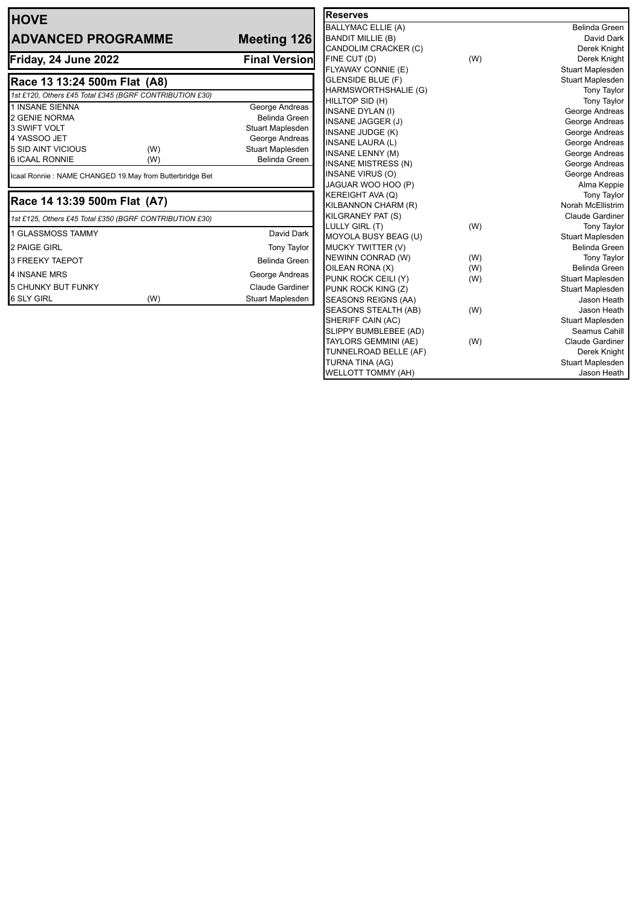# HOVE

## ADVANCED PROGRAMME — Meeting 126

**Friday, 24 June 2022** — **Final Version**

## Race 13 13:24 500m Flat (A8)

*1st £120, Others £45 Total £345 (BGRF CONTRIBUTION £30)*

| | | |
|---|---|---|
| 1 INSANE SIENNA | | George Andreas |
| 2 GENIE NORMA | | Belinda Green |
| 3 SWIFT VOLT | | Stuart Maplesden |
| 4 YASSOO JET | | George Andreas |
| 5 SID AINT VICIOUS | (W) | Stuart Maplesden |
| 6 ICAAL RONNIE | (W) | Belinda Green |

Icaal Ronnie : NAME CHANGED 19.May from Butterbridge Bet

## Race 14 13:39 500m Flat (A7)

*1st £125, Others £45 Total £350 (BGRF CONTRIBUTION £30)*

| | | |
|---|---|---|
| 1 GLASSMOSS TAMMY | | David Dark |
| 2 PAIGE GIRL | | Tony Taylor |
| 3 FREEKY TAEPOT | | Belinda Green |
| 4 INSANE MRS | | George Andreas |
| 5 CHUNKY BUT FUNKY | | Claude Gardiner |
| 6 SLY GIRL | (W) | Stuart Maplesden |

## Reserves

| | | |
|---|---|---|
| BALLYMAC ELLIE (A) | | Belinda Green |
| BANDIT MILLIE (B) | | David Dark |
| CANDOLIM CRACKER (C) | | Derek Knight |
| FINE CUT (D) | (W) | Derek Knight |
| FLYAWAY CONNIE (E) | | Stuart Maplesden |
| GLENSIDE BLUE (F) | | Stuart Maplesden |
| HARMSWORTHSHALIE (G) | | Tony Taylor |
| HILLTOP SID (H) | | Tony Taylor |
| INSANE DYLAN (I) | | George Andreas |
| INSANE JAGGER (J) | | George Andreas |
| INSANE JUDGE (K) | | George Andreas |
| INSANE LAURA (L) | | George Andreas |
| INSANE LENNY (M) | | George Andreas |
| INSANE MISTRESS (N) | | George Andreas |
| INSANE VIRUS (O) | | George Andreas |
| JAGUAR WOO HOO (P) | | Alma Keppie |
| KEREIGHT AVA (Q) | | Tony Taylor |
| KILBANNON CHARM (R) | | Norah McEllistrim |
| KILGRANEY PAT (S) | | Claude Gardiner |
| LULLY GIRL (T) | (W) | Tony Taylor |
| MOYOLA BUSY BEAG (U) | | Stuart Maplesden |
| MUCKY TWITTER (V) | | Belinda Green |
| NEWINN CONRAD (W) | (W) | Tony Taylor |
| OILEAN RONA (X) | (W) | Belinda Green |
| PUNK ROCK CEILI (Y) | (W) | Stuart Maplesden |
| PUNK ROCK KING (Z) | | Stuart Maplesden |
| SEASONS REIGNS (AA) | | Jason Heath |
| SEASONS STEALTH (AB) | (W) | Jason Heath |
| SHERIFF CAIN (AC) | | Stuart Maplesden |
| SLIPPY BUMBLEBEE (AD) | | Seamus Cahill |
| TAYLORS GEMMINI (AE) | (W) | Claude Gardiner |
| TUNNELROAD BELLE (AF) | | Derek Knight |
| TURNA TINA (AG) | | Stuart Maplesden |
| WELLOTT TOMMY (AH) | | Jason Heath |